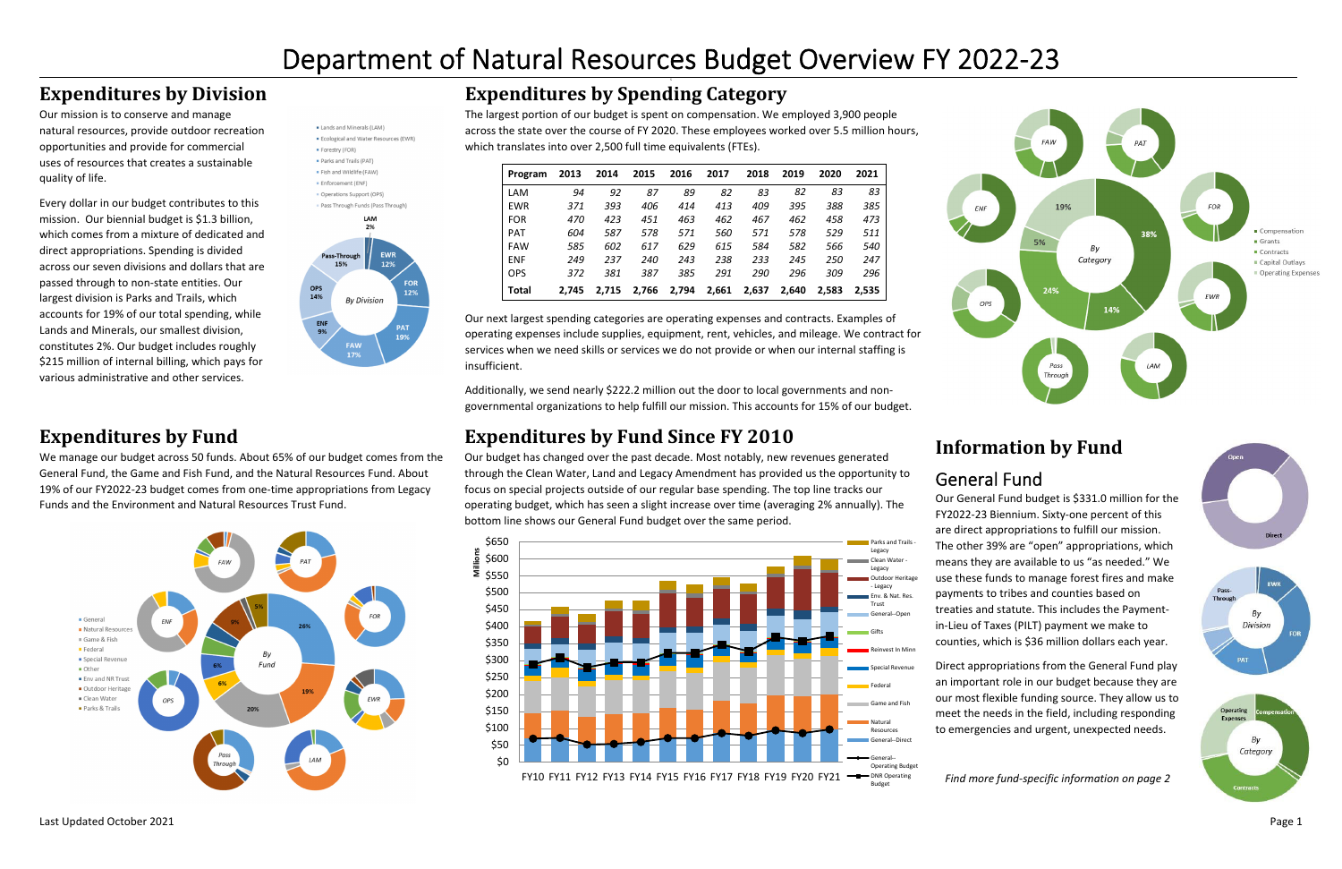# Department of Natural Resources Budget Overview FY 2022-23

## Expenditures by Division

Our mission is to conserve and manage natural resources, provide outdoor recreation opportunities and provide for commercial uses of resources that creates a sustainable quality of life.

Every dollar in our budget contributes to this mission. Our biennial budget is $1.3 billion, which comes from a mixture of dedicated and direct appropriations. Spending is divided across our seven divisions and dollars that are passed through to non-state entities. Our largest division is Parks and Trails, which accounts for 19% of our total spending, while Lands and Minerals, our smallest division, constitutes 2%. Our budget includes roughly $215 million of internal billing, which pays for various administrative and other services.

## Expenditures by Spending Category

The largest portion of our budget is spent on compensation. We employed 3,900 people across the state over the course of FY 2020. These employees worked over 5.5 million hours, which translates into over 2,500 full time equivalents (FTEs).

| Program | 2013 | 2014 | 2015 | 2016 | 2017 | 2018 | 2019 | 2020 | 2021 |
|---|---|---|---|---|---|---|---|---|---|
| LAM | 94 | 92 | 87 | 89 | 82 | 83 | 82 | 83 | 83 |
| EWR | 371 | 393 | 406 | 414 | 413 | 409 | 395 | 388 | 385 |
| FOR | 470 | 423 | 451 | 463 | 462 | 467 | 462 | 458 | 473 |
| PAT | 604 | 587 | 578 | 571 | 560 | 571 | 578 | 529 | 511 |
| FAW | 585 | 602 | 617 | 629 | 615 | 584 | 582 | 566 | 540 |
| ENF | 249 | 237 | 240 | 243 | 238 | 233 | 245 | 250 | 247 |
| OPS | 372 | 381 | 387 | 385 | 291 | 290 | 296 | 309 | 296 |
| **Total** | **2,745** | **2,715** | **2,766** | **2,794** | **2,661** | **2,637** | **2,640** | **2,583** | **2,535** |

Our next largest spending categories are operating expenses and contracts. Examples of operating expenses include supplies, equipment, rent, vehicles, and mileage. We contract for services when we need skills or services we do not provide or when our internal staffing is insufficient.

Additionally, we send nearly $222.2 million out the door to local governments and non-governmental organizations to help fulfill our mission. This accounts for 15% of our budget.

## Expenditures by Fund

We manage our budget across 50 funds. About 65% of our budget comes from the General Fund, the Game and Fish Fund, and the Natural Resources Fund. About 19% of our FY2022-23 budget comes from one-time appropriations from Legacy Funds and the Environment and Natural Resources Trust Fund.

## Expenditures by Fund Since FY 2010

Our budget has changed over the past decade. Most notably, new revenues generated through the Clean Water, Land and Legacy Amendment has provided us the opportunity to focus on special projects outside of our regular base spending. The top line tracks our operating budget, which has seen a slight increase over time (averaging 2% annually). The bottom line shows our General Fund budget over the same period.

## Information by Fund

### General Fund

Our General Fund budget is $331.0 million for the FY2022-23 Biennium. Sixty-one percent of this are direct appropriations to fulfill our mission. The other 39% are "open" appropriations, which means they are available to us "as needed." We use these funds to manage forest fires and make payments to tribes and counties based on treaties and statute. This includes the Payment-in-Lieu of Taxes (PILT) payment we make to counties, which is $36 million dollars each year.

Direct appropriations from the General Fund play an important role in our budget because they are our most flexible funding source. They allow us to meet the needs in the field, including responding to emergencies and urgent, unexpected needs.

*Find more fund-specific information on page 2*

Last Updated October 2021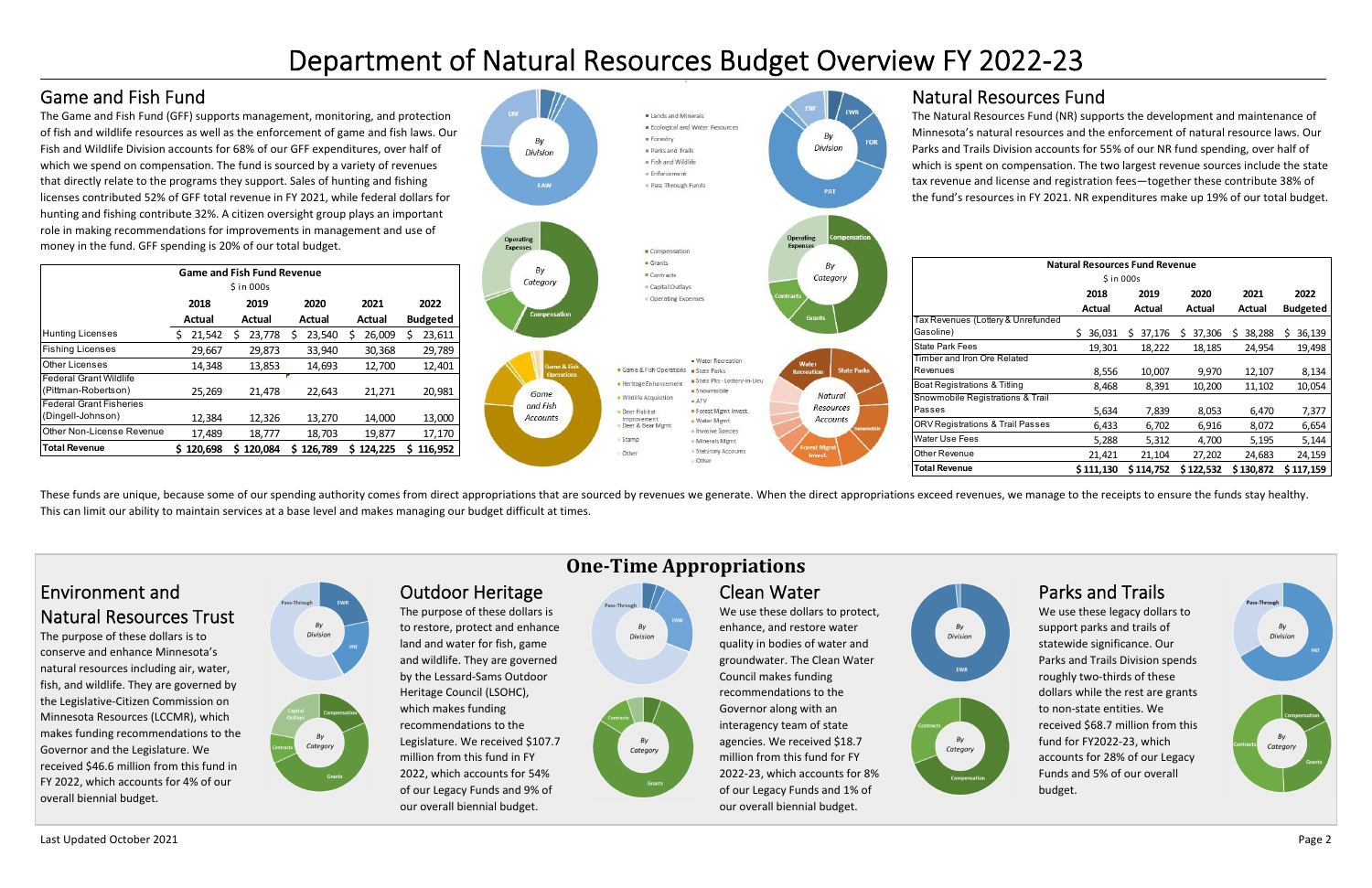# Department of Natural Resources Budget Overview FY 2022-23

## Game and Fish Fund

The Game and Fish Fund (GFF) supports management, monitoring, and protection of fish and wildlife resources as well as the enforcement of game and fish laws. Our Fish and Wildlife Division accounts for 68% of our GFF expenditures, over half of which we spend on compensation. The fund is sourced by a variety of revenues that directly relate to the programs they support. Sales of hunting and fishing licenses contributed 52% of GFF total revenue in FY 2021, while federal dollars for hunting and fishing contribute 32%. A citizen oversight group plays an important role in making recommendations for improvements in management and use of money in the fund. GFF spending is 20% of our total budget.

| Game and Fish Fund Revenue ($ in 000s) | 2018 Actual | 2019 Actual | 2020 Actual | 2021 Actual | 2022 Budgeted |
|---|---|---|---|---|---|
| Hunting Licenses | $ 21,542 | $ 23,778 | $ 23,540 | $ 26,009 | $ 23,611 |
| Fishing Licenses | 29,667 | 29,873 | 33,940 | 30,368 | 29,789 |
| Other Licenses | 14,348 | 13,853 | 14,693 | 12,700 | 12,401 |
| Federal Grant Wildlife (Pittman-Robertson) | 25,269 | 21,478 | 22,643 | 21,271 | 20,981 |
| Federal Grant Fisheries (Dingell-Johnson) | 12,384 | 12,326 | 13,270 | 14,000 | 13,000 |
| Other Non-License Revenue | 17,489 | 18,777 | 18,703 | 19,877 | 17,170 |
| **Total Revenue** | **$ 120,698** | **$ 120,084** | **$ 126,789** | **$ 124,225** | **$ 116,952** |

ENF
EAW
By Division

Lands and Minerals
Ecological and Water Resources
Forestry
Parks and Trails
Fish and Wildlife
Enforcement
Pass Through Funds

ENF
EWR
FOR
PAT
By Division

Operating Expenses
Compensation
By Category

Compensation
Grants
Contracts
Capital Outlays
Operating Expenses

Operating Expenses
Compensation
Contracts
Grants
By Category

Game & Fish Operations
Game and Fish Accounts

Game & Fish Operations
Heritage Enhancement
Wildlife Acquisition
Deer Habitat Improvement
Deer & Bear Mgmt
Stamp
Other

Water Recreation
State Parks
State Pks - Lottery-in-Lieu
Snowmobile
ATV
Forest Mgmt Invest.
Water Mgmt
Invasive Species
Minerals Mgmt
Statutory Accounts
Other

Water Recreation
State Parks
Snowmobile
Forest Mgmt Invest.
Natural Resources Accounts

## Natural Resources Fund

The Natural Resources Fund (NR) supports the development and maintenance of Minnesota's natural resources and the enforcement of natural resource laws. Our Parks and Trails Division accounts for 55% of our NR fund spending, over half of which is spent on compensation. The two largest revenue sources include the state tax revenue and license and registration fees—together these contribute 38% of the fund's resources in FY 2021. NR expenditures make up 19% of our total budget.

| Natural Resources Fund Revenue ($ in 000s) | 2018 Actual | 2019 Actual | 2020 Actual | 2021 Actual | 2022 Budgeted |
|---|---|---|---|---|---|
| Tax Revenues (Lottery & Unrefunded Gasoline) | $ 36,031 | $ 37,176 | $ 37,306 | $ 38,288 | $ 36,139 |
| State Park Fees | 19,301 | 18,222 | 18,185 | 24,954 | 19,498 |
| Timber and Iron Ore Related Revenues | 8,556 | 10,007 | 9,970 | 12,107 | 8,134 |
| Boat Registrations & Titling | 8,468 | 8,391 | 10,200 | 11,102 | 10,054 |
| Snowmobile Registrations & Trail Passes | 5,634 | 7,839 | 8,053 | 6,470 | 7,377 |
| ORV Registrations & Trail Passes | 6,433 | 6,702 | 6,916 | 8,072 | 6,654 |
| Water Use Fees | 5,288 | 5,312 | 4,700 | 5,195 | 5,144 |
| Other Revenue | 21,421 | 21,104 | 27,202 | 24,683 | 24,159 |
| **Total Revenue** | **$ 111,130** | **$ 114,752** | **$ 122,532** | **$ 130,872** | **$ 117,159** |

These funds are unique, because some of our spending authority comes from direct appropriations that are sourced by revenues we generate. When the direct appropriations exceed revenues, we manage to the receipts to ensure the funds stay healthy. This can limit our ability to maintain services at a base level and makes managing our budget difficult at times.

# One-Time Appropriations

## Environment and Natural Resources Trust

The purpose of these dollars is to conserve and enhance Minnesota's natural resources including air, water, fish, and wildlife. They are governed by the Legislative-Citizen Commission on Minnesota Resources (LCCMR), which makes funding recommendations to the Governor and the Legislature. We received $46.6 million from this fund in FY 2022, which accounts for 4% of our overall biennial budget.

Pass-Through
EWR
PAT
By Division

Capital Outlays
Compensation
Contracts
Grants
By Category

## Outdoor Heritage

The purpose of these dollars is to restore, protect and enhance land and water for fish, game and wildlife. They are governed by the Lessard-Sams Outdoor Heritage Council (LSOHC), which makes funding recommendations to the Legislature. We received $107.7 million from this fund in FY 2022, which accounts for 54% of our Legacy Funds and 9% of our overall biennial budget.

Pass-Through
FAW
By Division

Contracts
Grants
By Category

## Clean Water

We use these dollars to protect, enhance, and restore water quality in bodies of water and groundwater. The Clean Water Council makes funding recommendations to the Governor along with an interagency team of state agencies. We received $18.7 million from this fund for FY 2022-23, which accounts for 8% of our Legacy Funds and 1% of our overall biennial budget.

EWR
By Division

Contracts
Compensation
By Category

## Parks and Trails

We use these legacy dollars to support parks and trails of statewide significance. Our Parks and Trails Division spends roughly two-thirds of these dollars while the rest are grants to non-state entities. We received $68.7 million from this fund for FY2022-23, which accounts for 28% of our Legacy Funds and 5% of our overall budget.

Pass-Through
PAT
By Division

Compensation
Contracts
Grants
By Category

Last Updated October 2021